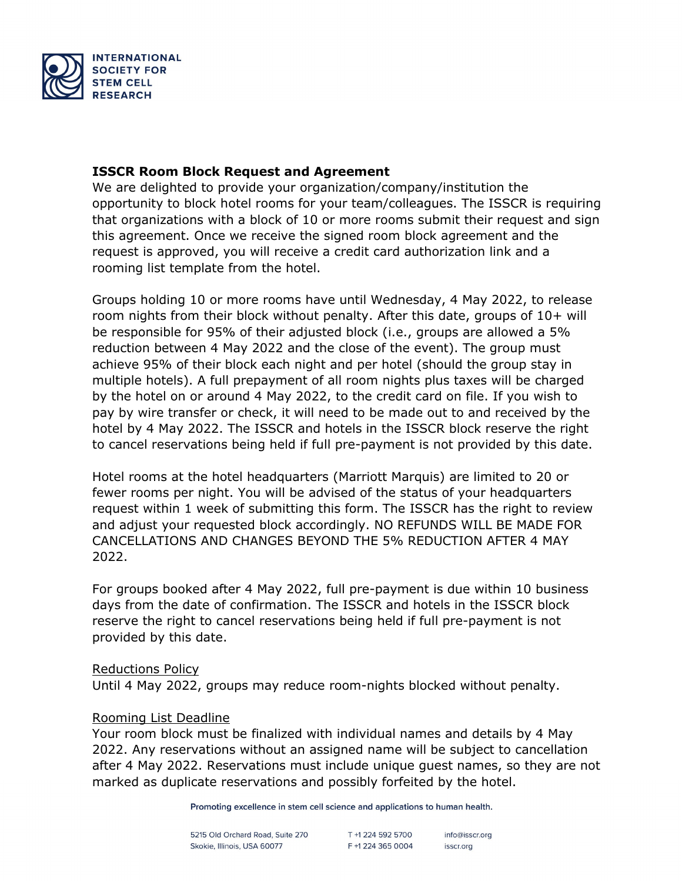**ISSCR Room Block Request and Agreement**

We are delighted to provide your organization/company/institution the opportunity to block hotel rooms for your team/colleagues. The ISSCR is requiring that organizations with a block of 10 or more rooms submit their request and sign this agreement. Once we receive the signed room block agreement and the request is approved, you will receive a credit card authorization link and a rooming list template from the hotel.

Groups holding 10 or more rooms have until Wednesday, 4 May 2022, to release room nights from their block without penalty. After this date, groups of 10+ will be responsible for 95% of their adjusted block (i.e., groups are allowed a 5% reduction between 4 May 2022 and the close of the event). The group must achieve 95% of their block each night and per hotel (should the group stay in multiple hotels). A full prepayment of all room nights plus taxes will be charged by the hotel on or around 4 May 2022, to the credit card on file. If you wish to pay by wire transfer or check, it will need to be made out to and received by the hotel by 4 May 2022. The ISSCR and hotels in the ISSCR block reserve the right to cancel reservations being held if full pre-payment is not provided by this date.

Hotel rooms at the hotel headquarters (Marriott Marquis) are limited to 20 or fewer rooms per night. You will be advised of the status of your headquarters request within 1 week of submitting this form. The ISSCR has the right to review and adjust your requested block accordingly. NO REFUNDS WILL BE MADE FOR CANCELLATIONS AND CHANGES BEYOND THE 5% REDUCTION AFTER 4 MAY 2022.

For groups booked after 4 May 2022, full pre-payment is due within 10 business days from the date of confirmation. The ISSCR and hotels in the ISSCR block reserve the right to cancel reservations being held if full pre-payment is not provided by this date.

Reductions Policy

Until 4 May 2022, groups may reduce room-nights blocked without penalty.

Rooming List Deadline

Your room block must be finalized with individual names and details by 4 May 2022. Any reservations without an assigned name will be subject to cancellation after 4 May 2022. Reservations must include unique guest names, so they are not marked as duplicate reservations and possibly forfeited by the hotel.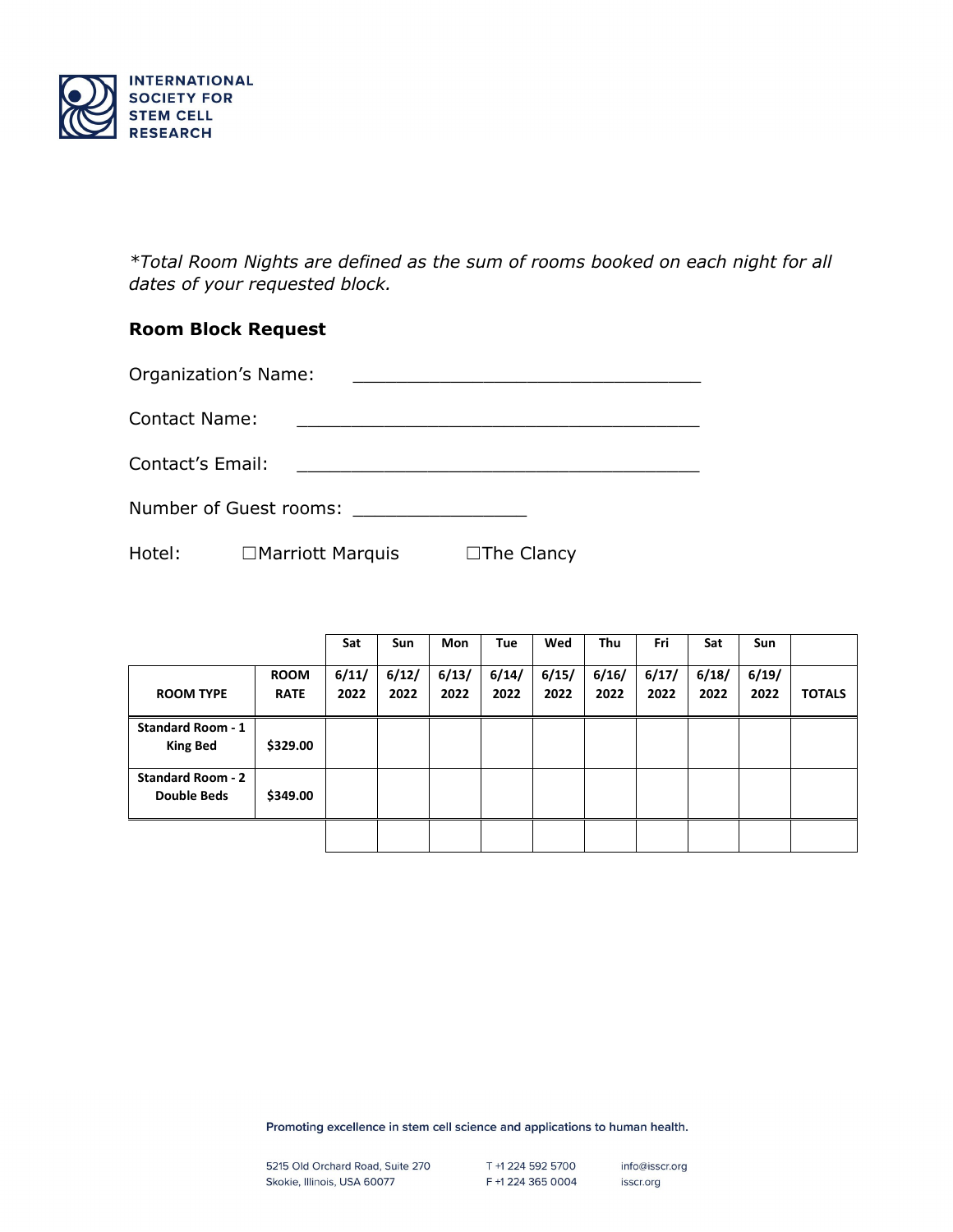INTERNATIONAL SOCIETY FOR STEM CELL RESEARCH

*\*Total Room Nights are defined as the sum of rooms booked on each night for all dates of your requested block.*

**Room Block Request**

Organization's Name: ________________________________

Contact Name: ______________________________________

Contact's Email: _____________________________________

Number of Guest rooms: ________________

Hotel: ☐Marriott Marquis ☐The Clancy

| | | Sat | Sun | Mon | Tue | Wed | Thu | Fri | Sat | Sun | |
|---|---|---|---|---|---|---|---|---|---|---|---|
| **ROOM TYPE** | **ROOM RATE** | **6/11/ 2022** | **6/12/ 2022** | **6/13/ 2022** | **6/14/ 2022** | **6/15/ 2022** | **6/16/ 2022** | **6/17/ 2022** | **6/18/ 2022** | **6/19/ 2022** | **TOTALS** |
| **Standard Room - 1 King Bed** | **$329.00** | | | | | | | | | | |
| **Standard Room - 2 Double Beds** | **$349.00** | | | | | | | | | | |
| | | | | | | | | | | | |

Promoting excellence in stem cell science and applications to human health.

5215 Old Orchard Road, Suite 270
Skokie, Illinois, USA 60077

T +1 224 592 5700
F +1 224 365 0004

info@isscr.org
isscr.org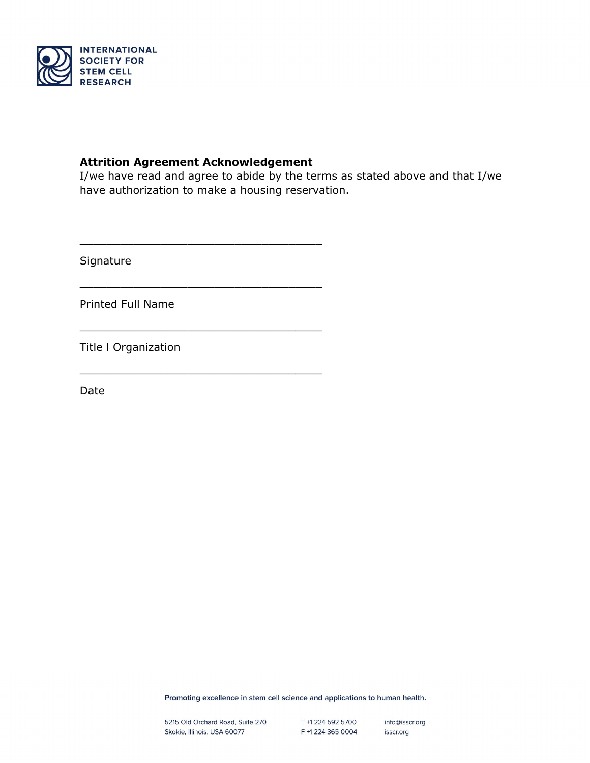**Attrition Agreement Acknowledgement**

I/we have read and agree to abide by the terms as stated above and that I/we have authorization to make a housing reservation.

_____________________________________

Signature

_____________________________________

Printed Full Name

_____________________________________

Title l Organization

_____________________________________

Date